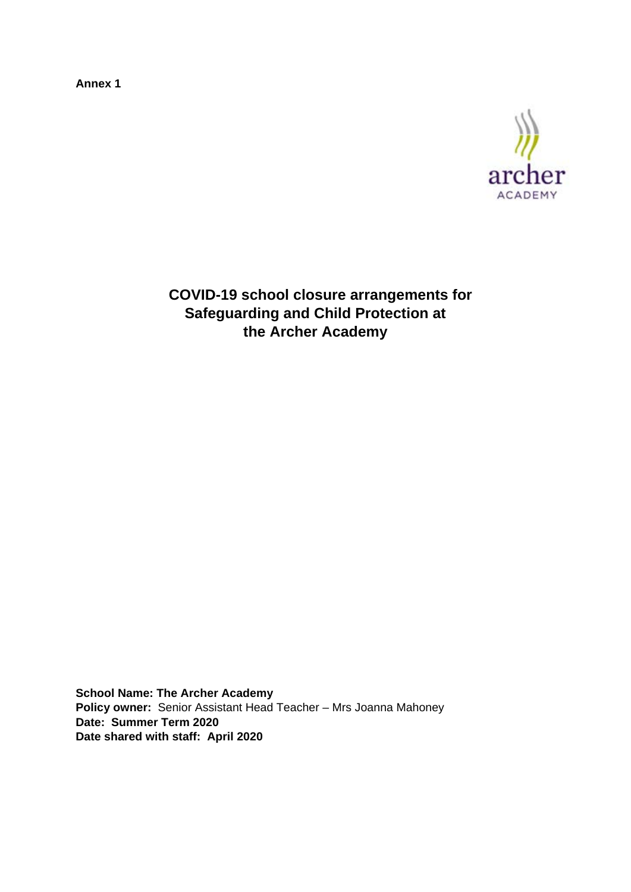**Annex 1**

archer
ACADEMY

# COVID-19 school closure arrangements for Safeguarding and Child Protection at the Archer Academy

**School Name: The Archer Academy**
**Policy owner:** Senior Assistant Head Teacher – Mrs Joanna Mahoney
**Date: Summer Term 2020**
**Date shared with staff: April 2020**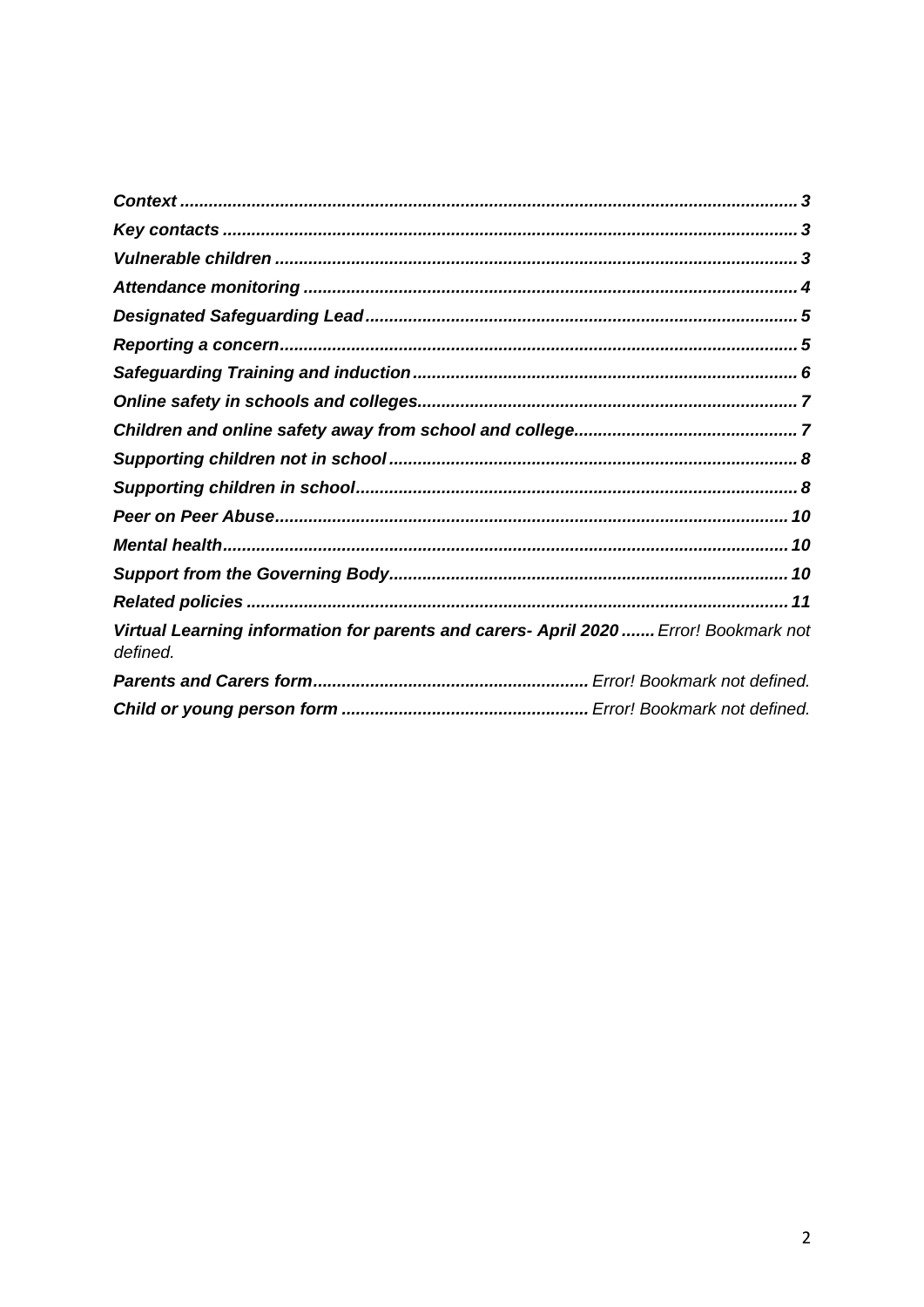***Context*** ................................................................................................................ ***3***
***Key contacts*** ...................................................................................................... ***3***
***Vulnerable children*** ........................................................................................... ***3***
***Attendance monitoring*** ...................................................................................... ***4***
***Designated Safeguarding Lead*** ......................................................................... ***5***
***Reporting a concern*** ........................................................................................... ***5***
***Safeguarding Training and induction*** ................................................................ ***6***
***Online safety in schools and colleges*** ............................................................... ***7***
***Children and online safety away from school and college*** .............................. ***7***
***Supporting children not in school*** ..................................................................... ***8***
***Supporting children in school*** ........................................................................... ***8***
***Peer on Peer Abuse*** .......................................................................................... ***10***
***Mental health*** ..................................................................................................... ***10***
***Support from the Governing Body*** .................................................................. ***10***
***Related policies*** ................................................................................................. ***11***
***Virtual Learning information for parents and carers- April 2020*** ....... *Error! Bookmark not defined.*
***Parents and Carers form*** ......................................................... *Error! Bookmark not defined.*
***Child or young person form*** .................................................... *Error! Bookmark not defined.*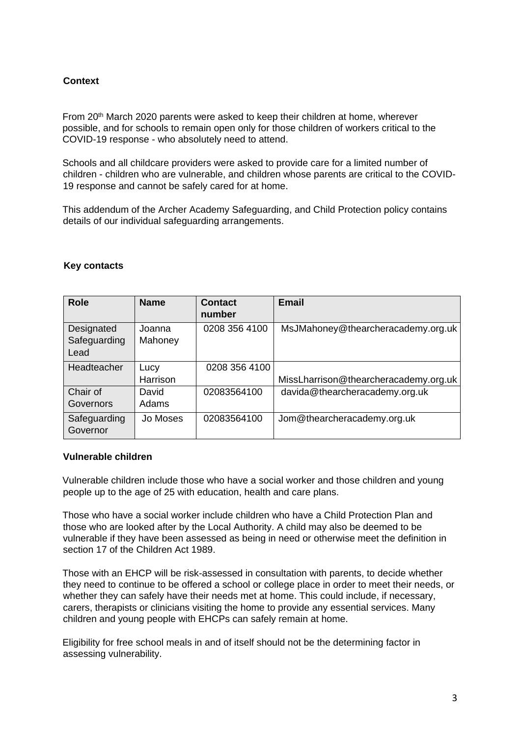## Context

From 20th March 2020 parents were asked to keep their children at home, wherever possible, and for schools to remain open only for those children of workers critical to the COVID-19 response - who absolutely need to attend.

Schools and all childcare providers were asked to provide care for a limited number of children - children who are vulnerable, and children whose parents are critical to the COVID-19 response and cannot be safely cared for at home.

This addendum of the Archer Academy Safeguarding, and Child Protection policy contains details of our individual safeguarding arrangements.

## Key contacts

| Role | Name | Contact number | Email |
|---|---|---|---|
| Designated Safeguarding Lead | Joanna Mahoney | 0208 356 4100 | MsJMahoney@thearcheracademy.org.uk |
| Headteacher | Lucy Harrison | 0208 356 4100 | MissLharrison@thearcheracademy.org.uk |
| Chair of Governors | David Adams | 02083564100 | davida@thearcheracademy.org.uk |
| Safeguarding Governor | Jo Moses | 02083564100 | Jom@thearcheracademy.org.uk |

## Vulnerable children

Vulnerable children include those who have a social worker and those children and young people up to the age of 25 with education, health and care plans.

Those who have a social worker include children who have a Child Protection Plan and those who are looked after by the Local Authority. A child may also be deemed to be vulnerable if they have been assessed as being in need or otherwise meet the definition in section 17 of the Children Act 1989.

Those with an EHCP will be risk-assessed in consultation with parents, to decide whether they need to continue to be offered a school or college place in order to meet their needs, or whether they can safely have their needs met at home. This could include, if necessary, carers, therapists or clinicians visiting the home to provide any essential services. Many children and young people with EHCPs can safely remain at home.

Eligibility for free school meals in and of itself should not be the determining factor in assessing vulnerability.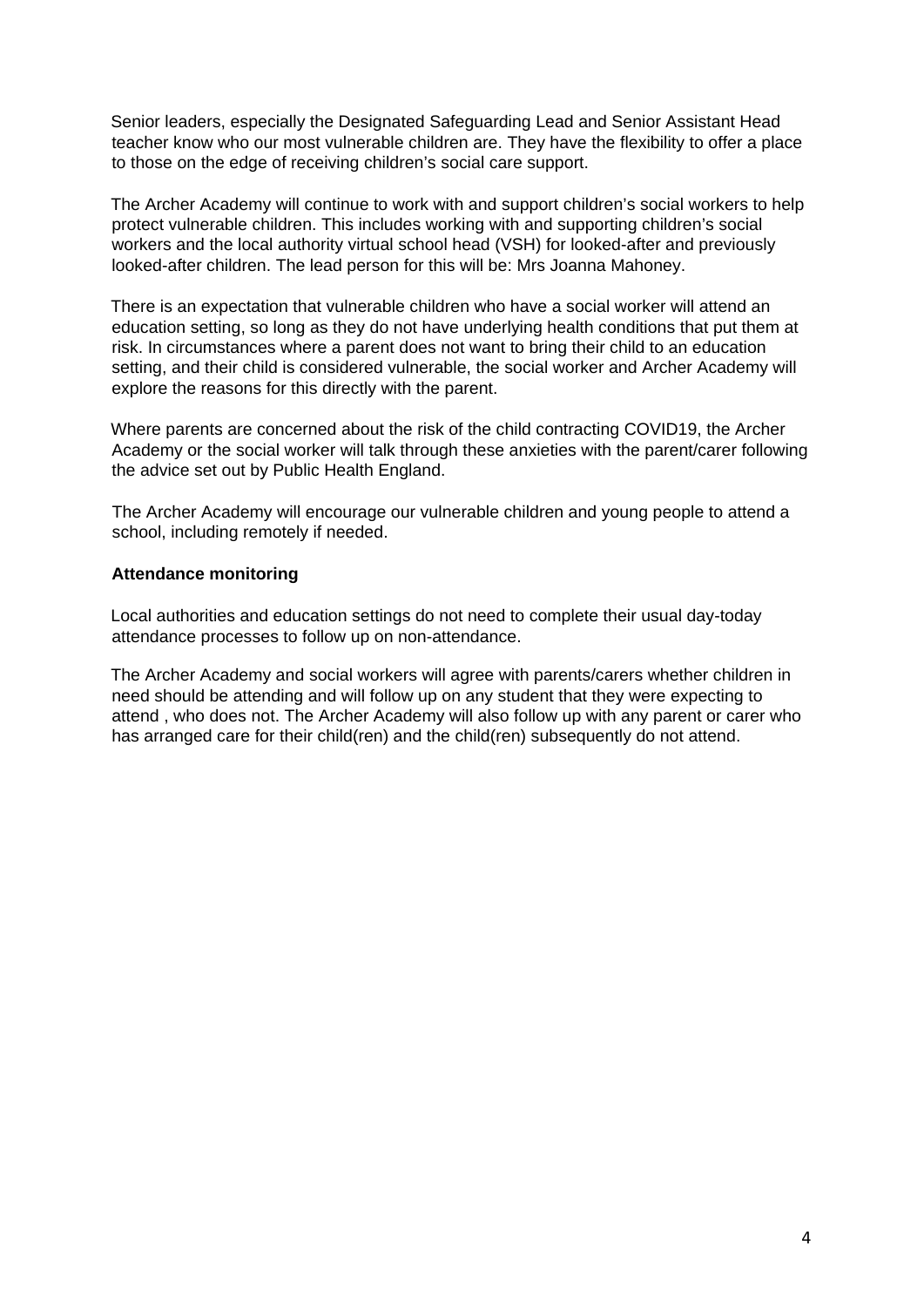Senior leaders, especially the Designated Safeguarding Lead and Senior Assistant Head teacher know who our most vulnerable children are. They have the flexibility to offer a place to those on the edge of receiving children's social care support.

The Archer Academy will continue to work with and support children's social workers to help protect vulnerable children. This includes working with and supporting children's social workers and the local authority virtual school head (VSH) for looked-after and previously looked-after children. The lead person for this will be: Mrs Joanna Mahoney.

There is an expectation that vulnerable children who have a social worker will attend an education setting, so long as they do not have underlying health conditions that put them at risk. In circumstances where a parent does not want to bring their child to an education setting, and their child is considered vulnerable, the social worker and Archer Academy will explore the reasons for this directly with the parent.

Where parents are concerned about the risk of the child contracting COVID19, the Archer Academy or the social worker will talk through these anxieties with the parent/carer following the advice set out by Public Health England.

The Archer Academy will encourage our vulnerable children and young people to attend a school, including remotely if needed.

**Attendance monitoring**

Local authorities and education settings do not need to complete their usual day-today attendance processes to follow up on non-attendance.

The Archer Academy and social workers will agree with parents/carers whether children in need should be attending and will follow up on any student that they were expecting to attend , who does not. The Archer Academy will also follow up with any parent or carer who has arranged care for their child(ren) and the child(ren) subsequently do not attend.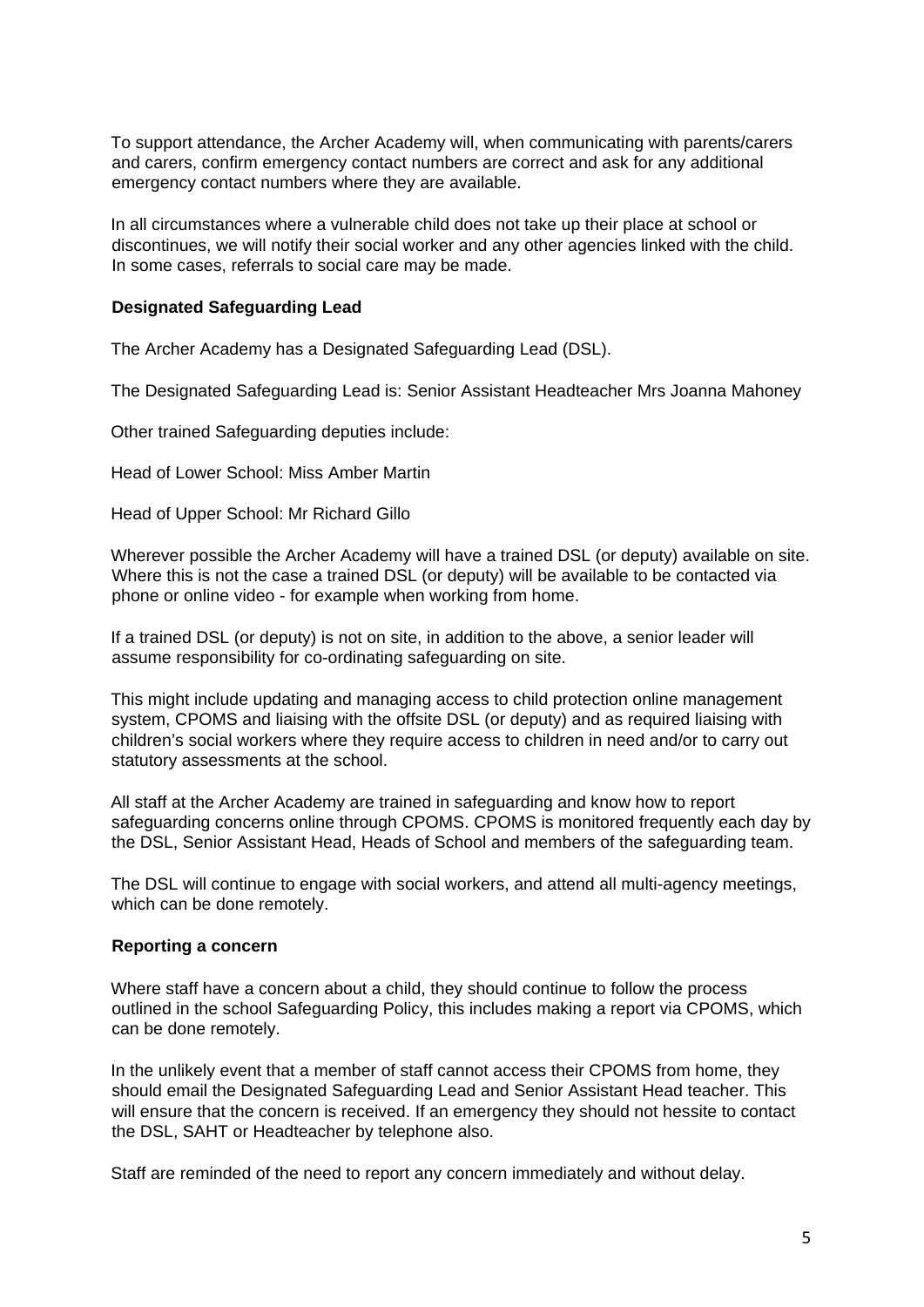To support attendance, the Archer Academy will, when communicating with parents/carers and carers, confirm emergency contact numbers are correct and ask for any additional emergency contact numbers where they are available.

In all circumstances where a vulnerable child does not take up their place at school or discontinues, we will notify their social worker and any other agencies linked with the child. In some cases, referrals to social care may be made.

**Designated Safeguarding Lead**

The Archer Academy has a Designated Safeguarding Lead (DSL).

The Designated Safeguarding Lead is: Senior Assistant Headteacher Mrs Joanna Mahoney

Other trained Safeguarding deputies include:

Head of Lower School: Miss Amber Martin

Head of Upper School: Mr Richard Gillo

Wherever possible the Archer Academy will have a trained DSL (or deputy) available on site. Where this is not the case a trained DSL (or deputy) will be available to be contacted via phone or online video - for example when working from home.

If a trained DSL (or deputy) is not on site, in addition to the above, a senior leader will assume responsibility for co-ordinating safeguarding on site.

This might include updating and managing access to child protection online management system, CPOMS and liaising with the offsite DSL (or deputy) and as required liaising with children's social workers where they require access to children in need and/or to carry out statutory assessments at the school.

All staff at the Archer Academy are trained in safeguarding and know how to report safeguarding concerns online through CPOMS. CPOMS is monitored frequently each day by the DSL, Senior Assistant Head, Heads of School and members of the safeguarding team.

The DSL will continue to engage with social workers, and attend all multi-agency meetings, which can be done remotely.

**Reporting a concern**

Where staff have a concern about a child, they should continue to follow the process outlined in the school Safeguarding Policy, this includes making a report via CPOMS, which can be done remotely.

In the unlikely event that a member of staff cannot access their CPOMS from home, they should email the Designated Safeguarding Lead and Senior Assistant Head teacher. This will ensure that the concern is received. If an emergency they should not hessite to contact the DSL, SAHT or Headteacher by telephone also.

Staff are reminded of the need to report any concern immediately and without delay.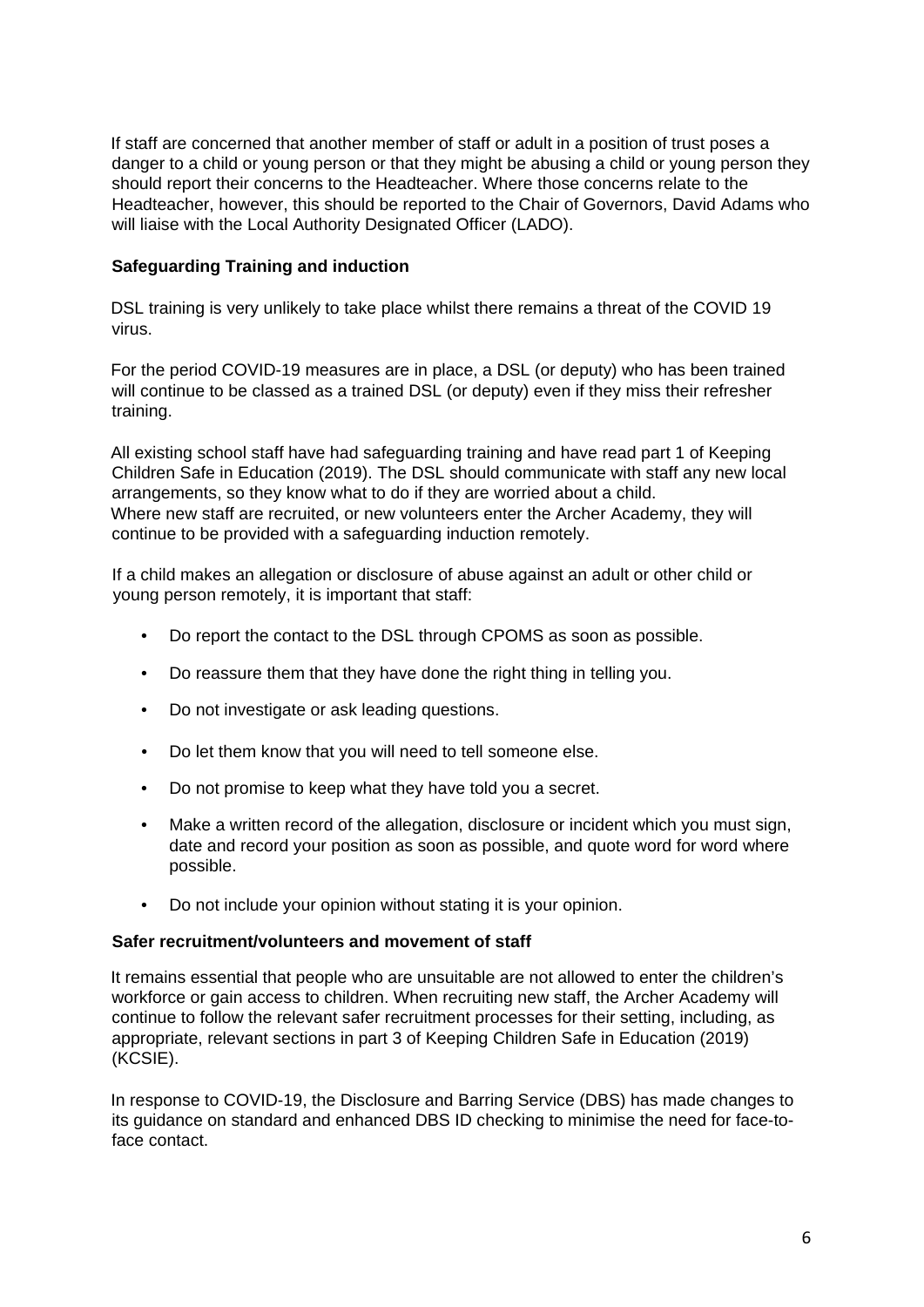If staff are concerned that another member of staff or adult in a position of trust poses a danger to a child or young person or that they might be abusing a child or young person they should report their concerns to the Headteacher. Where those concerns relate to the Headteacher, however, this should be reported to the Chair of Governors, David Adams who will liaise with the Local Authority Designated Officer (LADO).

**Safeguarding Training and induction**

DSL training is very unlikely to take place whilst there remains a threat of the COVID 19 virus.

For the period COVID-19 measures are in place, a DSL (or deputy) who has been trained will continue to be classed as a trained DSL (or deputy) even if they miss their refresher training.

All existing school staff have had safeguarding training and have read part 1 of Keeping Children Safe in Education (2019). The DSL should communicate with staff any new local arrangements, so they know what to do if they are worried about a child.
Where new staff are recruited, or new volunteers enter the Archer Academy, they will continue to be provided with a safeguarding induction remotely.

If a child makes an allegation or disclosure of abuse against an adult or other child or young person remotely, it is important that staff:

- Do report the contact to the DSL through CPOMS as soon as possible.
- Do reassure them that they have done the right thing in telling you.
- Do not investigate or ask leading questions.
- Do let them know that you will need to tell someone else.
- Do not promise to keep what they have told you a secret.
- Make a written record of the allegation, disclosure or incident which you must sign, date and record your position as soon as possible, and quote word for word where possible.
- Do not include your opinion without stating it is your opinion.

**Safer recruitment/volunteers and movement of staff**

It remains essential that people who are unsuitable are not allowed to enter the children's workforce or gain access to children. When recruiting new staff, the Archer Academy will continue to follow the relevant safer recruitment processes for their setting, including, as appropriate, relevant sections in part 3 of Keeping Children Safe in Education (2019) (KCSIE).

In response to COVID-19, the Disclosure and Barring Service (DBS) has made changes to its guidance on standard and enhanced DBS ID checking to minimise the need for face-to-face contact.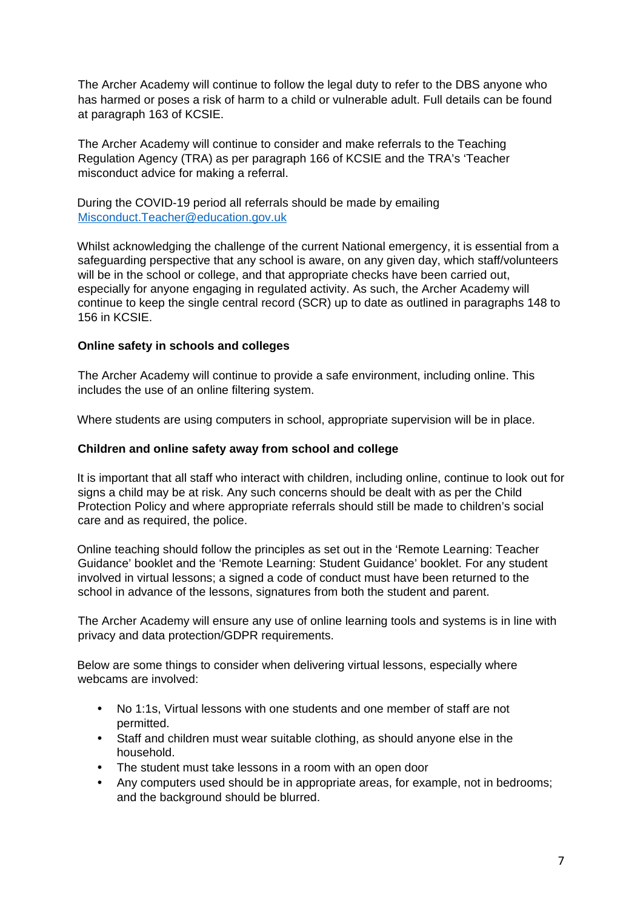The Archer Academy will continue to follow the legal duty to refer to the DBS anyone who has harmed or poses a risk of harm to a child or vulnerable adult. Full details can be found at paragraph 163 of KCSIE.

The Archer Academy will continue to consider and make referrals to the Teaching Regulation Agency (TRA) as per paragraph 166 of KCSIE and the TRA's 'Teacher misconduct advice for making a referral.

During the COVID-19 period all referrals should be made by emailing [Misconduct.Teacher@education.gov.uk](mailto:Misconduct.Teacher@education.gov.uk)

Whilst acknowledging the challenge of the current National emergency, it is essential from a safeguarding perspective that any school is aware, on any given day, which staff/volunteers will be in the school or college, and that appropriate checks have been carried out, especially for anyone engaging in regulated activity. As such, the Archer Academy will continue to keep the single central record (SCR) up to date as outlined in paragraphs 148 to 156 in KCSIE.

**Online safety in schools and colleges**

The Archer Academy will continue to provide a safe environment, including online. This includes the use of an online filtering system.

Where students are using computers in school, appropriate supervision will be in place.

**Children and online safety away from school and college**

It is important that all staff who interact with children, including online, continue to look out for signs a child may be at risk. Any such concerns should be dealt with as per the Child Protection Policy and where appropriate referrals should still be made to children's social care and as required, the police.

Online teaching should follow the principles as set out in the 'Remote Learning: Teacher Guidance' booklet and the 'Remote Learning: Student Guidance' booklet. For any student involved in virtual lessons; a signed a code of conduct must have been returned to the school in advance of the lessons, signatures from both the student and parent.

The Archer Academy will ensure any use of online learning tools and systems is in line with privacy and data protection/GDPR requirements.

Below are some things to consider when delivering virtual lessons, especially where webcams are involved:

- No 1:1s, Virtual lessons with one students and one member of staff are not permitted.
- Staff and children must wear suitable clothing, as should anyone else in the household.
- The student must take lessons in a room with an open door
- Any computers used should be in appropriate areas, for example, not in bedrooms; and the background should be blurred.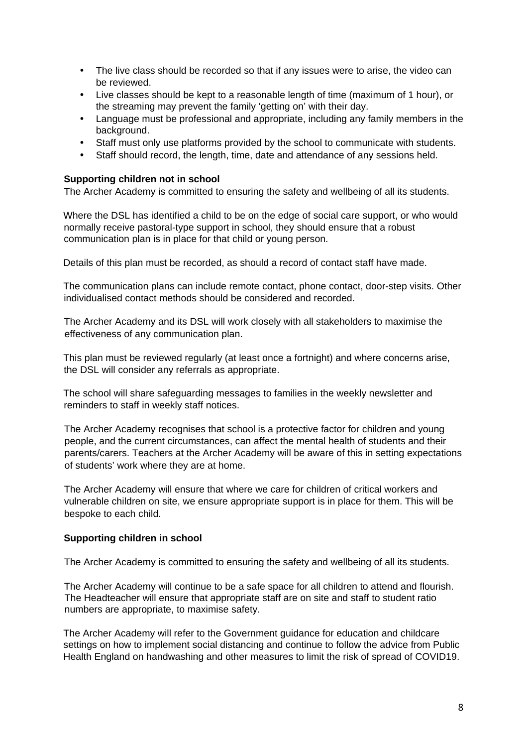- The live class should be recorded so that if any issues were to arise, the video can be reviewed.
- Live classes should be kept to a reasonable length of time (maximum of 1 hour), or the streaming may prevent the family 'getting on' with their day.
- Language must be professional and appropriate, including any family members in the background.
- Staff must only use platforms provided by the school to communicate with students.
- Staff should record, the length, time, date and attendance of any sessions held.

**Supporting children not in school**

The Archer Academy is committed to ensuring the safety and wellbeing of all its students.

Where the DSL has identified a child to be on the edge of social care support, or who would normally receive pastoral-type support in school, they should ensure that a robust communication plan is in place for that child or young person.

Details of this plan must be recorded, as should a record of contact staff have made.

The communication plans can include remote contact, phone contact, door-step visits. Other individualised contact methods should be considered and recorded.

The Archer Academy and its DSL will work closely with all stakeholders to maximise the effectiveness of any communication plan.

This plan must be reviewed regularly (at least once a fortnight) and where concerns arise, the DSL will consider any referrals as appropriate.

The school will share safeguarding messages to families in the weekly newsletter and reminders to staff in weekly staff notices.

The Archer Academy recognises that school is a protective factor for children and young people, and the current circumstances, can affect the mental health of students and their parents/carers. Teachers at the Archer Academy will be aware of this in setting expectations of students' work where they are at home.

The Archer Academy will ensure that where we care for children of critical workers and vulnerable children on site, we ensure appropriate support is in place for them. This will be bespoke to each child.

**Supporting children in school**

The Archer Academy is committed to ensuring the safety and wellbeing of all its students.

The Archer Academy will continue to be a safe space for all children to attend and flourish. The Headteacher will ensure that appropriate staff are on site and staff to student ratio numbers are appropriate, to maximise safety.

The Archer Academy will refer to the Government guidance for education and childcare settings on how to implement social distancing and continue to follow the advice from Public Health England on handwashing and other measures to limit the risk of spread of COVID19.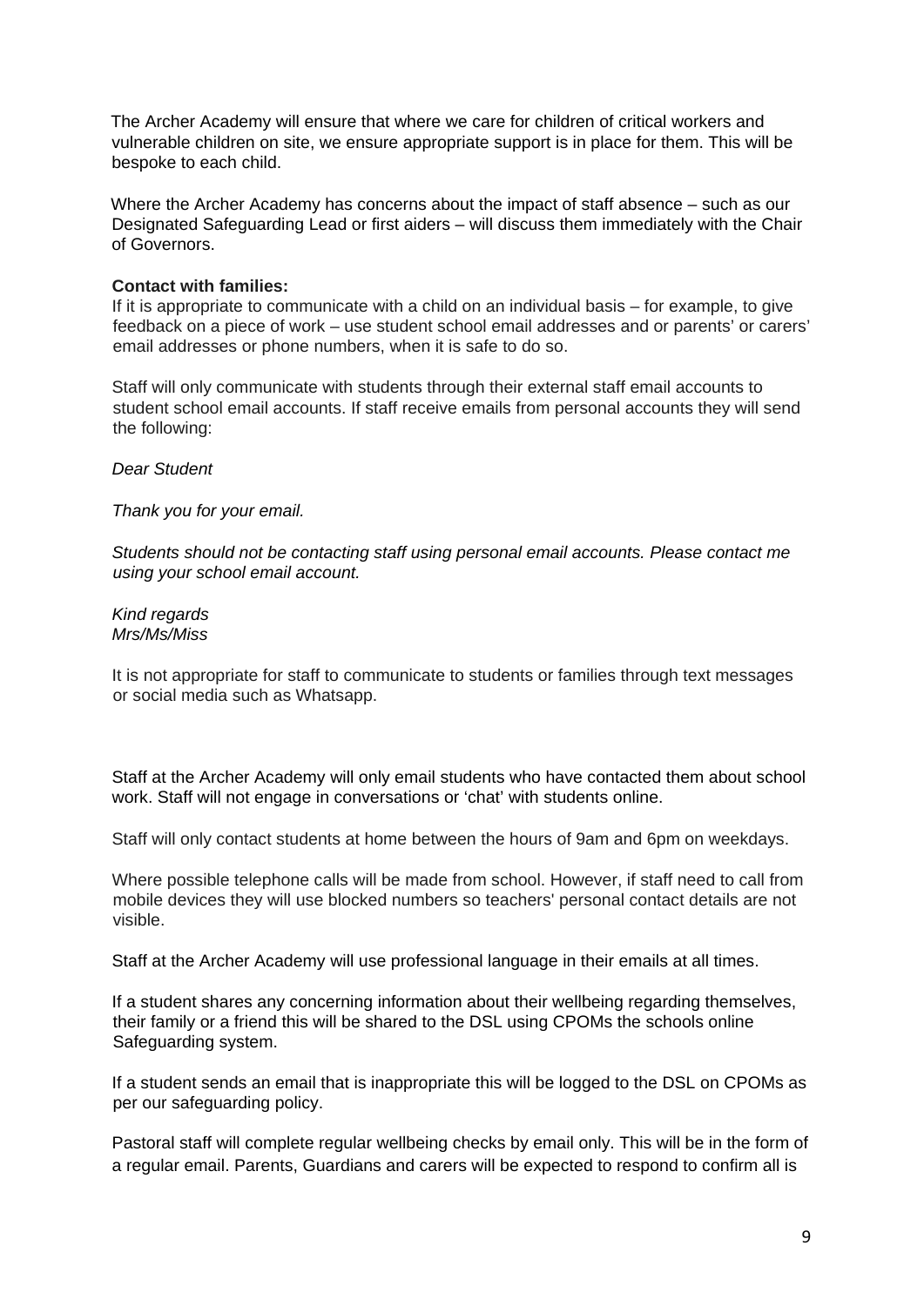The Archer Academy will ensure that where we care for children of critical workers and vulnerable children on site, we ensure appropriate support is in place for them. This will be bespoke to each child.

Where the Archer Academy has concerns about the impact of staff absence – such as our Designated Safeguarding Lead or first aiders – will discuss them immediately with the Chair of Governors.

**Contact with families:**

If it is appropriate to communicate with a child on an individual basis – for example, to give feedback on a piece of work – use student school email addresses and or parents' or carers' email addresses or phone numbers, when it is safe to do so.

Staff will only communicate with students through their external staff email accounts to student school email accounts. If staff receive emails from personal accounts they will send the following:

*Dear Student*

*Thank you for your email.*

*Students should not be contacting staff using personal email accounts. Please contact me using your school email account.*

*Kind regards*
*Mrs/Ms/Miss*

It is not appropriate for staff to communicate to students or families through text messages or social media such as Whatsapp.

Staff at the Archer Academy will only email students who have contacted them about school work. Staff will not engage in conversations or 'chat' with students online.

Staff will only contact students at home between the hours of 9am and 6pm on weekdays.

Where possible telephone calls will be made from school. However, if staff need to call from mobile devices they will use blocked numbers so teachers' personal contact details are not visible.

Staff at the Archer Academy will use professional language in their emails at all times.

If a student shares any concerning information about their wellbeing regarding themselves, their family or a friend this will be shared to the DSL using CPOMs the schools online Safeguarding system.

If a student sends an email that is inappropriate this will be logged to the DSL on CPOMs as per our safeguarding policy.

Pastoral staff will complete regular wellbeing checks by email only. This will be in the form of a regular email. Parents, Guardians and carers will be expected to respond to confirm all is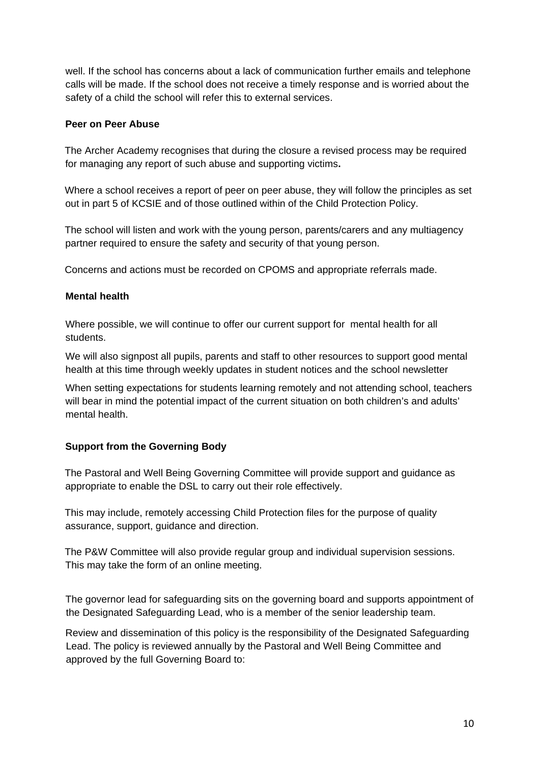well. If the school has concerns about a lack of communication further emails and telephone calls will be made. If the school does not receive a timely response and is worried about the safety of a child the school will refer this to external services.

**Peer on Peer Abuse**

The Archer Academy recognises that during the closure a revised process may be required for managing any report of such abuse and supporting victims**.**

Where a school receives a report of peer on peer abuse, they will follow the principles as set out in part 5 of KCSIE and of those outlined within of the Child Protection Policy.

The school will listen and work with the young person, parents/carers and any multiagency partner required to ensure the safety and security of that young person.

Concerns and actions must be recorded on CPOMS and appropriate referrals made.

**Mental health**

Where possible, we will continue to offer our current support for mental health for all students.

We will also signpost all pupils, parents and staff to other resources to support good mental health at this time through weekly updates in student notices and the school newsletter

When setting expectations for students learning remotely and not attending school, teachers will bear in mind the potential impact of the current situation on both children's and adults' mental health.

**Support from the Governing Body**

The Pastoral and Well Being Governing Committee will provide support and guidance as appropriate to enable the DSL to carry out their role effectively.

This may include, remotely accessing Child Protection files for the purpose of quality assurance, support, guidance and direction.

The P&W Committee will also provide regular group and individual supervision sessions. This may take the form of an online meeting.

The governor lead for safeguarding sits on the governing board and supports appointment of the Designated Safeguarding Lead, who is a member of the senior leadership team.

Review and dissemination of this policy is the responsibility of the Designated Safeguarding Lead. The policy is reviewed annually by the Pastoral and Well Being Committee and approved by the full Governing Board to: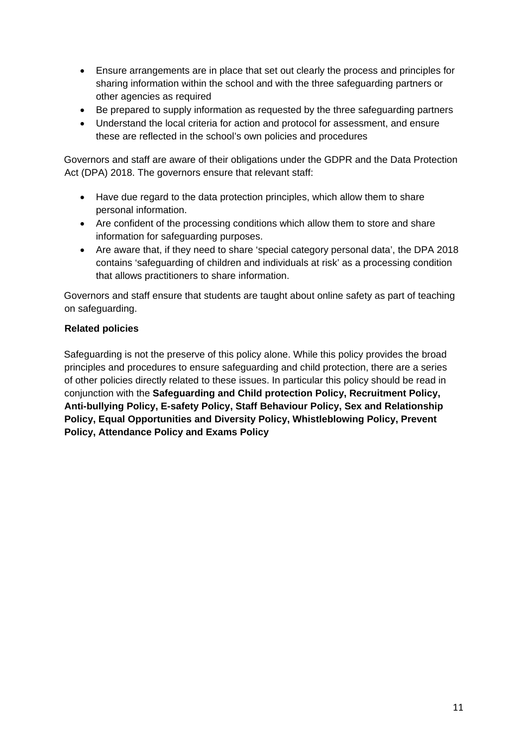- Ensure arrangements are in place that set out clearly the process and principles for sharing information within the school and with the three safeguarding partners or other agencies as required
- Be prepared to supply information as requested by the three safeguarding partners
- Understand the local criteria for action and protocol for assessment, and ensure these are reflected in the school's own policies and procedures

Governors and staff are aware of their obligations under the GDPR and the Data Protection Act (DPA) 2018. The governors ensure that relevant staff:

- Have due regard to the data protection principles, which allow them to share personal information.
- Are confident of the processing conditions which allow them to store and share information for safeguarding purposes.
- Are aware that, if they need to share 'special category personal data', the DPA 2018 contains 'safeguarding of children and individuals at risk' as a processing condition that allows practitioners to share information.

Governors and staff ensure that students are taught about online safety as part of teaching on safeguarding.

**Related policies**

Safeguarding is not the preserve of this policy alone. While this policy provides the broad principles and procedures to ensure safeguarding and child protection, there are a series of other policies directly related to these issues. In particular this policy should be read in conjunction with the **Safeguarding and Child protection Policy, Recruitment Policy, Anti-bullying Policy, E-safety Policy, Staff Behaviour Policy, Sex and Relationship Policy, Equal Opportunities and Diversity Policy, Whistleblowing Policy, Prevent Policy, Attendance Policy and Exams Policy**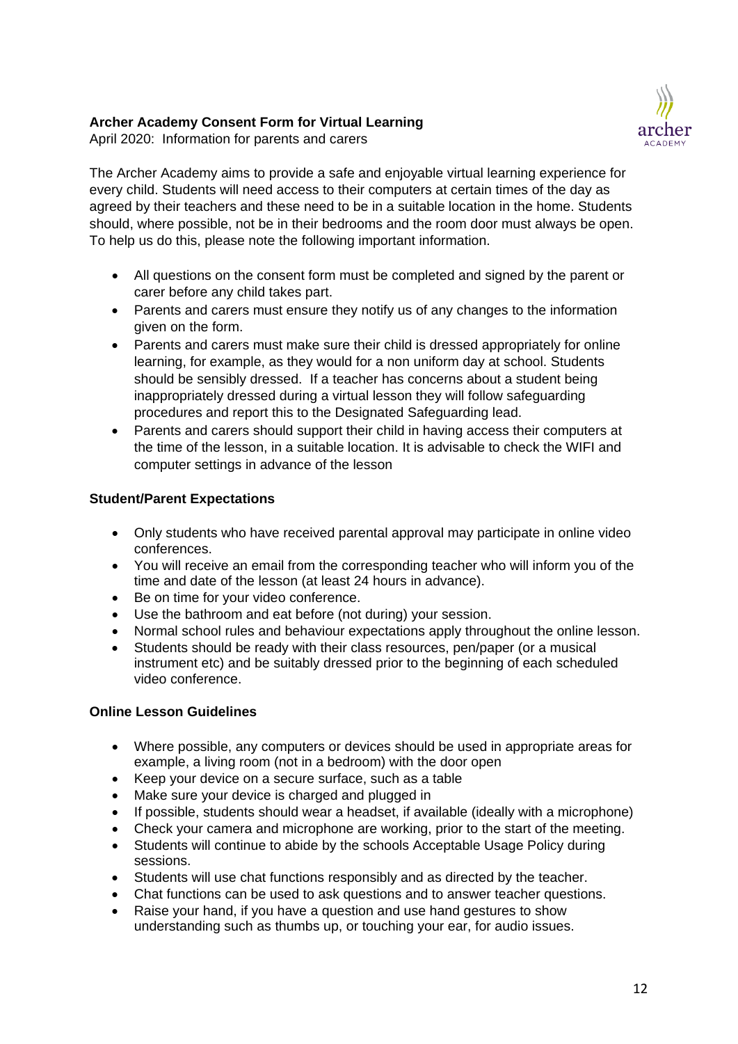**Archer Academy Consent Form for Virtual Learning**

April 2020: Information for parents and carers

The Archer Academy aims to provide a safe and enjoyable virtual learning experience for every child. Students will need access to their computers at certain times of the day as agreed by their teachers and these need to be in a suitable location in the home. Students should, where possible, not be in their bedrooms and the room door must always be open. To help us do this, please note the following important information.

- All questions on the consent form must be completed and signed by the parent or carer before any child takes part.
- Parents and carers must ensure they notify us of any changes to the information given on the form.
- Parents and carers must make sure their child is dressed appropriately for online learning, for example, as they would for a non uniform day at school. Students should be sensibly dressed. If a teacher has concerns about a student being inappropriately dressed during a virtual lesson they will follow safeguarding procedures and report this to the Designated Safeguarding lead.
- Parents and carers should support their child in having access their computers at the time of the lesson, in a suitable location. It is advisable to check the WIFI and computer settings in advance of the lesson

**Student/Parent Expectations**

- Only students who have received parental approval may participate in online video conferences.
- You will receive an email from the corresponding teacher who will inform you of the time and date of the lesson (at least 24 hours in advance).
- Be on time for your video conference.
- Use the bathroom and eat before (not during) your session.
- Normal school rules and behaviour expectations apply throughout the online lesson.
- Students should be ready with their class resources, pen/paper (or a musical instrument etc) and be suitably dressed prior to the beginning of each scheduled video conference.

**Online Lesson Guidelines**

- Where possible, any computers or devices should be used in appropriate areas for example, a living room (not in a bedroom) with the door open
- Keep your device on a secure surface, such as a table
- Make sure your device is charged and plugged in
- If possible, students should wear a headset, if available (ideally with a microphone)
- Check your camera and microphone are working, prior to the start of the meeting.
- Students will continue to abide by the schools Acceptable Usage Policy during sessions.
- Students will use chat functions responsibly and as directed by the teacher.
- Chat functions can be used to ask questions and to answer teacher questions.
- Raise your hand, if you have a question and use hand gestures to show understanding such as thumbs up, or touching your ear, for audio issues.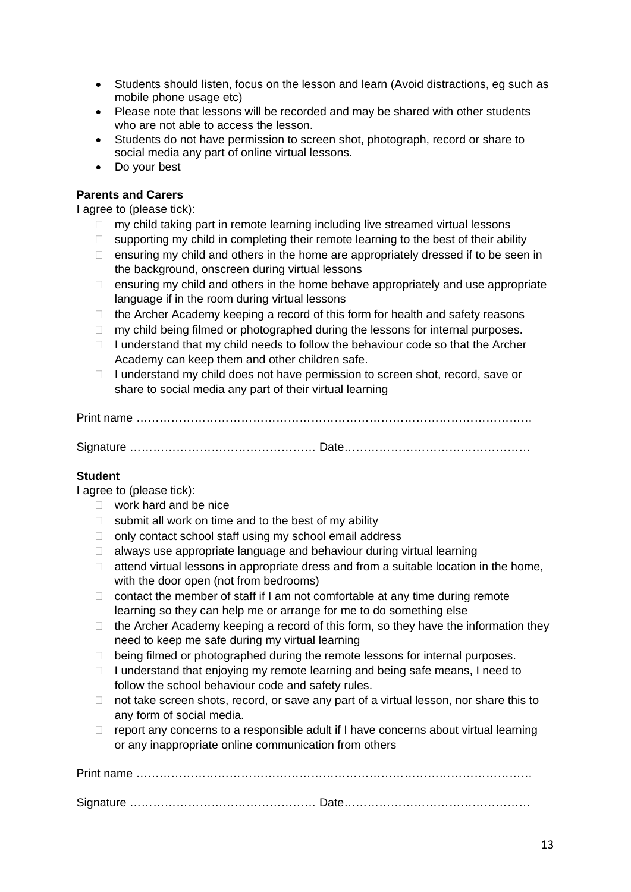- Students should listen, focus on the lesson and learn (Avoid distractions, eg such as mobile phone usage etc)
- Please note that lessons will be recorded and may be shared with other students who are not able to access the lesson.
- Students do not have permission to screen shot, photograph, record or share to social media any part of online virtual lessons.
- Do your best

**Parents and Carers**

I agree to (please tick):

- [ ] my child taking part in remote learning including live streamed virtual lessons
- [ ] supporting my child in completing their remote learning to the best of their ability
- [ ] ensuring my child and others in the home are appropriately dressed if to be seen in the background, onscreen during virtual lessons
- [ ] ensuring my child and others in the home behave appropriately and use appropriate language if in the room during virtual lessons
- [ ] the Archer Academy keeping a record of this form for health and safety reasons
- [ ] my child being filmed or photographed during the lessons for internal purposes.
- [ ] I understand that my child needs to follow the behaviour code so that the Archer Academy can keep them and other children safe.
- [ ] I understand my child does not have permission to screen shot, record, save or share to social media any part of their virtual learning

Print name ……………………………………………………………………………………………

Signature ………………………………………… Date…………………………………………

**Student**

I agree to (please tick):

- [ ] work hard and be nice
- [ ] submit all work on time and to the best of my ability
- [ ] only contact school staff using my school email address
- [ ] always use appropriate language and behaviour during virtual learning
- [ ] attend virtual lessons in appropriate dress and from a suitable location in the home, with the door open (not from bedrooms)
- [ ] contact the member of staff if I am not comfortable at any time during remote learning so they can help me or arrange for me to do something else
- [ ] the Archer Academy keeping a record of this form, so they have the information they need to keep me safe during my virtual learning
- [ ] being filmed or photographed during the remote lessons for internal purposes.
- [ ] I understand that enjoying my remote learning and being safe means, I need to follow the school behaviour code and safety rules.
- [ ] not take screen shots, record, or save any part of a virtual lesson, nor share this to any form of social media.
- [ ] report any concerns to a responsible adult if I have concerns about virtual learning or any inappropriate online communication from others

Print name ……………………………………………………………………………………………

Signature ………………………………………… Date…………………………………………